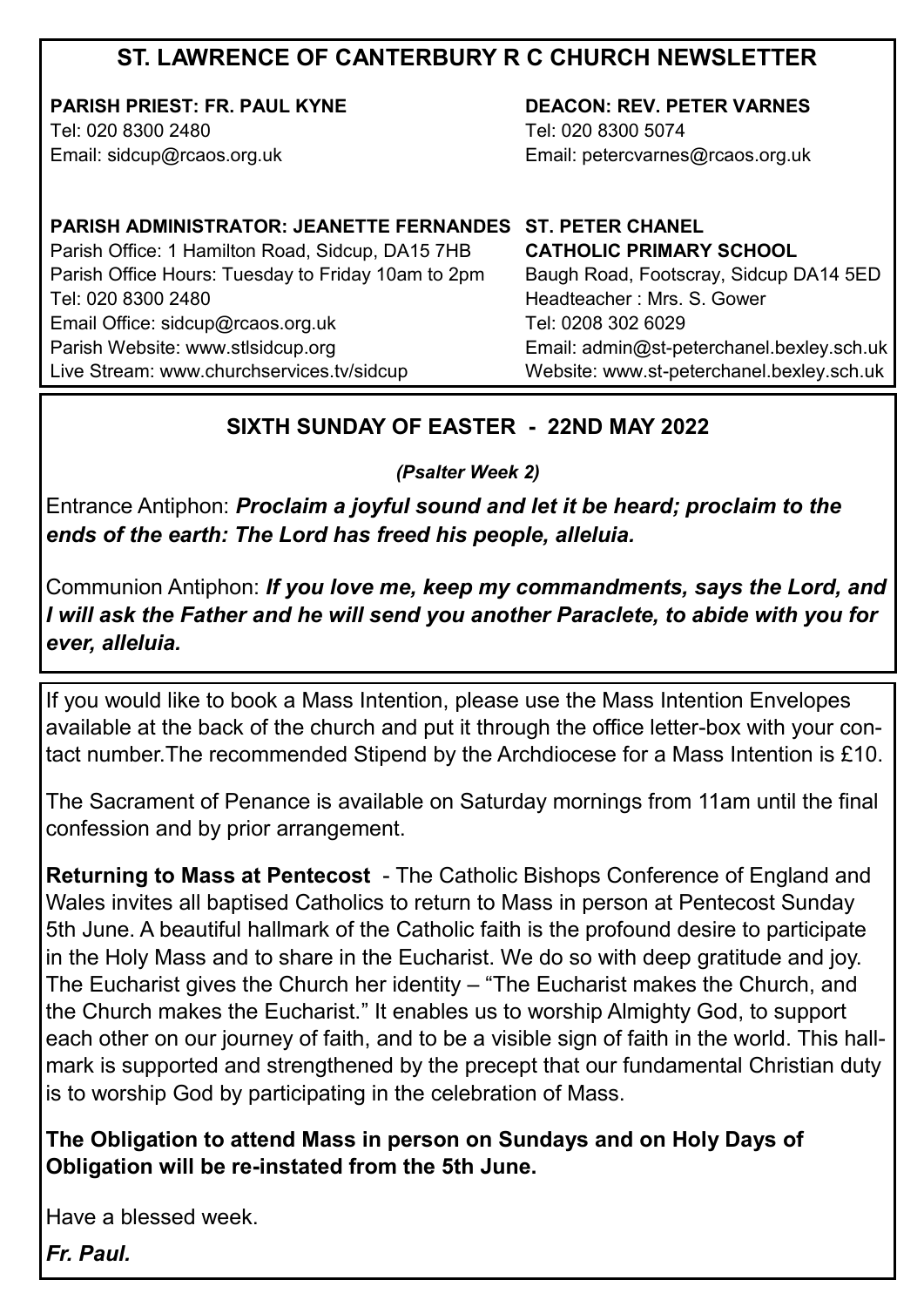# ST. LAWRENCE OF CANTERBURY R C CHURCH NEWSLETTER

**PARISH PRIEST: FR. PAUL KYNE**
Tel: 020 8300 2480
Email: sidcup@rcaos.org.uk

**DEACON: REV. PETER VARNES**
Tel: 020 8300 5074
Email: petercvarnes@rcaos.org.uk

**PARISH ADMINISTRATOR: JEANETTE FERNANDES**
Parish Office: 1 Hamilton Road, Sidcup, DA15 7HB
Parish Office Hours: Tuesday to Friday 10am to 2pm
Tel: 020 8300 2480
Email Office: sidcup@rcaos.org.uk
Parish Website: www.stlsidcup.org
Live Stream: www.churchservices.tv/sidcup

**ST. PETER CHANEL CATHOLIC PRIMARY SCHOOL**
Baugh Road, Footscray, Sidcup DA14 5ED
Headteacher : Mrs. S. Gower
Tel: 0208 302 6029
Email: admin@st-peterchanel.bexley.sch.uk
Website: www.st-peterchanel.bexley.sch.uk

## SIXTH SUNDAY OF EASTER - 22ND MAY 2022

***(Psalter Week 2)***

Entrance Antiphon: ***Proclaim a joyful sound and let it be heard; proclaim to the ends of the earth: The Lord has freed his people, alleluia.***

Communion Antiphon: ***If you love me, keep my commandments, says the Lord, and I will ask the Father and he will send you another Paraclete, to abide with you for ever, alleluia.***

If you would like to book a Mass Intention, please use the Mass Intention Envelopes available at the back of the church and put it through the office letter-box with your contact number.The recommended Stipend by the Archdiocese for a Mass Intention is £10.

The Sacrament of Penance is available on Saturday mornings from 11am until the final confession and by prior arrangement.

**Returning to Mass at Pentecost** - The Catholic Bishops Conference of England and Wales invites all baptised Catholics to return to Mass in person at Pentecost Sunday 5th June. A beautiful hallmark of the Catholic faith is the profound desire to participate in the Holy Mass and to share in the Eucharist. We do so with deep gratitude and joy. The Eucharist gives the Church her identity – "The Eucharist makes the Church, and the Church makes the Eucharist." It enables us to worship Almighty God, to support each other on our journey of faith, and to be a visible sign of faith in the world. This hallmark is supported and strengthened by the precept that our fundamental Christian duty is to worship God by participating in the celebration of Mass.

**The Obligation to attend Mass in person on Sundays and on Holy Days of Obligation will be re-instated from the 5th June.**

Have a blessed week.

***Fr. Paul.***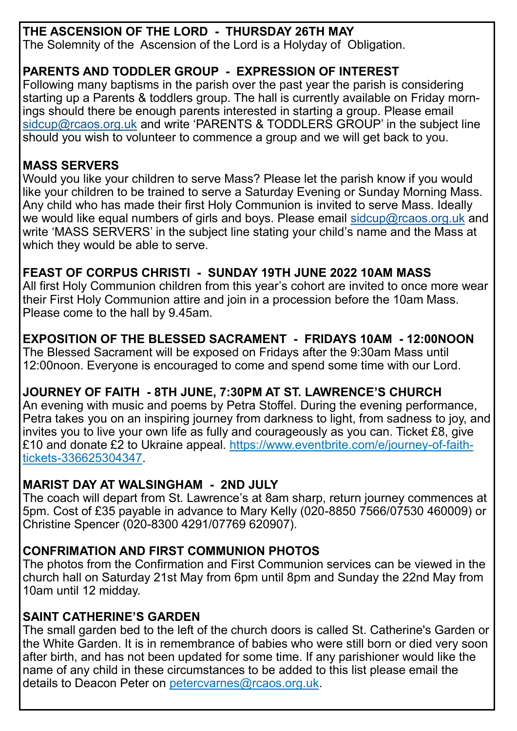**THE ASCENSION OF THE LORD - THURSDAY 26TH MAY**

The Solemnity of the Ascension of the Lord is a Holyday of Obligation.

**PARENTS AND TODDLER GROUP - EXPRESSION OF INTEREST**

Following many baptisms in the parish over the past year the parish is considering starting up a Parents & toddlers group. The hall is currently available on Friday mornings should there be enough parents interested in starting a group. Please email sidcup@rcaos.org.uk and write 'PARENTS & TODDLERS GROUP' in the subject line should you wish to volunteer to commence a group and we will get back to you.

**MASS SERVERS**

Would you like your children to serve Mass? Please let the parish know if you would like your children to be trained to serve a Saturday Evening or Sunday Morning Mass. Any child who has made their first Holy Communion is invited to serve Mass. Ideally we would like equal numbers of girls and boys. Please email sidcup@rcaos.org.uk and write 'MASS SERVERS' in the subject line stating your child's name and the Mass at which they would be able to serve.

**FEAST OF CORPUS CHRISTI - SUNDAY 19TH JUNE 2022 10AM MASS**

All first Holy Communion children from this year's cohort are invited to once more wear their First Holy Communion attire and join in a procession before the 10am Mass. Please come to the hall by 9.45am.

**EXPOSITION OF THE BLESSED SACRAMENT - FRIDAYS 10AM - 12:00NOON**

The Blessed Sacrament will be exposed on Fridays after the 9:30am Mass until 12:00noon. Everyone is encouraged to come and spend some time with our Lord.

**JOURNEY OF FAITH - 8TH JUNE, 7:30PM AT ST. LAWRENCE'S CHURCH**

An evening with music and poems by Petra Stoffel. During the evening performance, Petra takes you on an inspiring journey from darkness to light, from sadness to joy, and invites you to live your own life as fully and courageously as you can. Ticket £8, give £10 and donate £2 to Ukraine appeal. https://www.eventbrite.com/e/journey-of-faith-tickets-336625304347.

**MARIST DAY AT WALSINGHAM - 2ND JULY**

The coach will depart from St. Lawrence's at 8am sharp, return journey commences at 5pm. Cost of £35 payable in advance to Mary Kelly (020-8850 7566/07530 460009) or Christine Spencer (020-8300 4291/07769 620907).

**CONFRIMATION AND FIRST COMMUNION PHOTOS**

The photos from the Confirmation and First Communion services can be viewed in the church hall on Saturday 21st May from 6pm until 8pm and Sunday the 22nd May from 10am until 12 midday.

**SAINT CATHERINE'S GARDEN**

The small garden bed to the left of the church doors is called St. Catherine's Garden or the White Garden. It is in remembrance of babies who were still born or died very soon after birth, and has not been updated for some time. If any parishioner would like the name of any child in these circumstances to be added to this list please email the details to Deacon Peter on petercvarnes@rcaos.org.uk.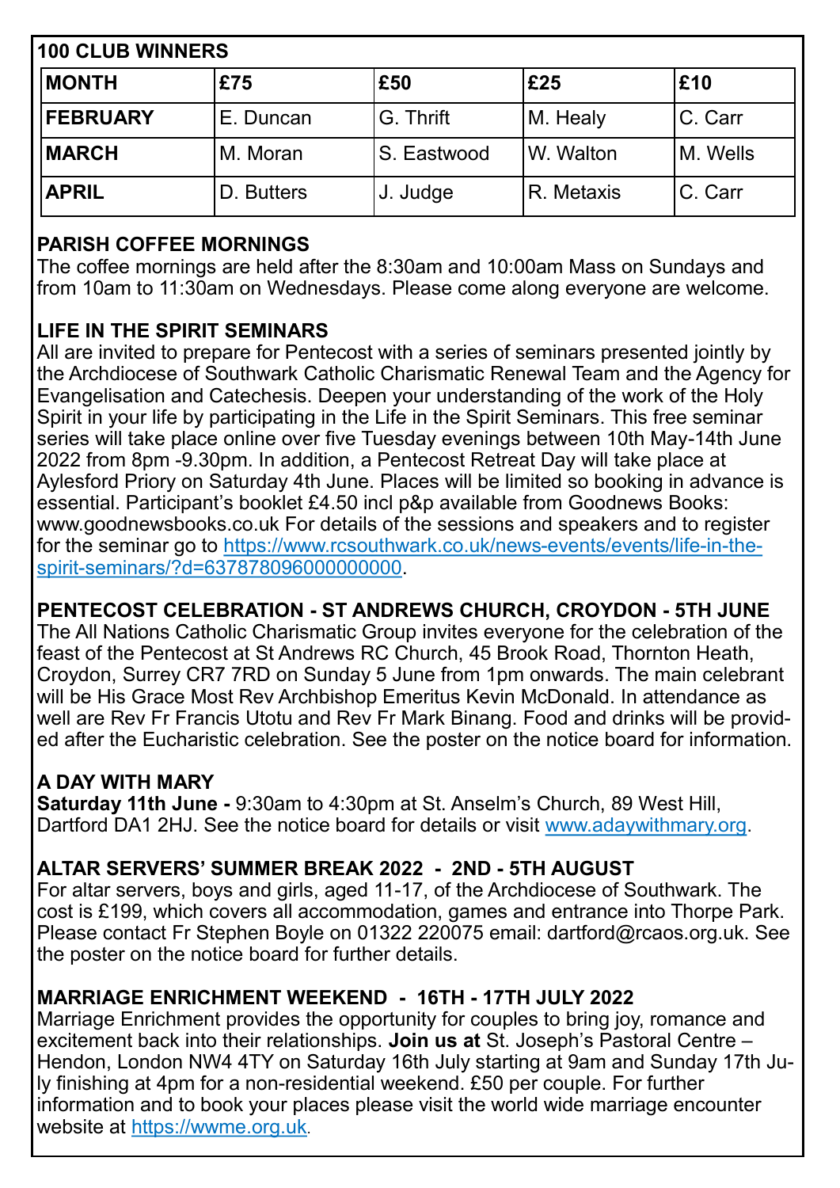## 100 CLUB WINNERS

| MONTH | £75 | £50 | £25 | £10 |
|---|---|---|---|---|
| FEBRUARY | E. Duncan | G. Thrift | M. Healy | C. Carr |
| MARCH | M. Moran | S. Eastwood | W. Walton | M. Wells |
| APRIL | D. Butters | J. Judge | R. Metaxis | C. Carr |

## PARISH COFFEE MORNINGS

The coffee mornings are held after the 8:30am and 10:00am Mass on Sundays and from 10am to 11:30am on Wednesdays. Please come along everyone are welcome.

## LIFE IN THE SPIRIT SEMINARS

All are invited to prepare for Pentecost with a series of seminars presented jointly by the Archdiocese of Southwark Catholic Charismatic Renewal Team and the Agency for Evangelisation and Catechesis. Deepen your understanding of the work of the Holy Spirit in your life by participating in the Life in the Spirit Seminars. This free seminar series will take place online over five Tuesday evenings between 10th May-14th June 2022 from 8pm -9.30pm. In addition, a Pentecost Retreat Day will take place at Aylesford Priory on Saturday 4th June. Places will be limited so booking in advance is essential. Participant's booklet £4.50 incl p&p available from Goodnews Books: www.goodnewsbooks.co.uk For details of the sessions and speakers and to register for the seminar go to https://www.rcsouthwark.co.uk/news-events/events/life-in-the-spirit-seminars/?d=637878096000000000.

## PENTECOST CELEBRATION - ST ANDREWS CHURCH, CROYDON - 5TH JUNE

The All Nations Catholic Charismatic Group invites everyone for the celebration of the feast of the Pentecost at St Andrews RC Church, 45 Brook Road, Thornton Heath, Croydon, Surrey CR7 7RD on Sunday 5 June from 1pm onwards. The main celebrant will be His Grace Most Rev Archbishop Emeritus Kevin McDonald. In attendance as well are Rev Fr Francis Ututu and Rev Fr Mark Binang. Food and drinks will be provided after the Eucharistic celebration. See the poster on the notice board for information.

## A DAY WITH MARY

**Saturday 11th June -** 9:30am to 4:30pm at St. Anselm's Church, 89 West Hill, Dartford DA1 2HJ. See the notice board for details or visit www.adaywithmary.org.

## ALTAR SERVERS' SUMMER BREAK 2022 - 2ND - 5TH AUGUST

For altar servers, boys and girls, aged 11-17, of the Archdiocese of Southwark. The cost is £199, which covers all accommodation, games and entrance into Thorpe Park. Please contact Fr Stephen Boyle on 01322 220075 email: dartford@rcaos.org.uk. See the poster on the notice board for further details.

## MARRIAGE ENRICHMENT WEEKEND - 16TH - 17TH JULY 2022

Marriage Enrichment provides the opportunity for couples to bring joy, romance and excitement back into their relationships. **Join us at** St. Joseph's Pastoral Centre – Hendon, London NW4 4TY on Saturday 16th July starting at 9am and Sunday 17th July finishing at 4pm for a non-residential weekend. £50 per couple. For further information and to book your places please visit the world wide marriage encounter website at https://wwme.org.uk.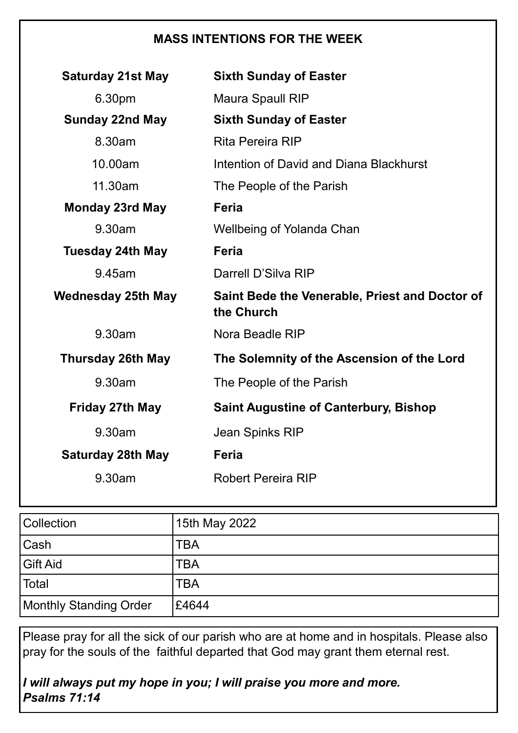## MASS INTENTIONS FOR THE WEEK

| | |
|---|---|
| **Saturday 21st May** | **Sixth Sunday of Easter** |
| 6.30pm | Maura Spaull RIP |
| **Sunday 22nd May** | **Sixth Sunday of Easter** |
| 8.30am | Rita Pereira RIP |
| 10.00am | Intention of David and Diana Blackhurst |
| 11.30am | The People of the Parish |
| **Monday 23rd May** | **Feria** |
| 9.30am | Wellbeing of Yolanda Chan |
| **Tuesday 24th May** | **Feria** |
| 9.45am | Darrell D'Silva RIP |
| **Wednesday 25th May** | **Saint Bede the Venerable, Priest and Doctor of the Church** |
| 9.30am | Nora Beadle RIP |
| **Thursday 26th May** | **The Solemnity of the Ascension of the Lord** |
| 9.30am | The People of the Parish |
| **Friday 27th May** | **Saint Augustine of Canterbury, Bishop** |
| 9.30am | Jean Spinks RIP |
| **Saturday 28th May** | **Feria** |
| 9.30am | Robert Pereira RIP |

| Collection | 15th May 2022 |
|---|---|
| Cash | TBA |
| Gift Aid | TBA |
| Total | TBA |
| Monthly Standing Order | £4644 |

Please pray for all the sick of our parish who are at home and in hospitals. Please also pray for the souls of the faithful departed that God may grant them eternal rest.

***I will always put my hope in you; I will praise you more and more.***
***Psalms 71:14***